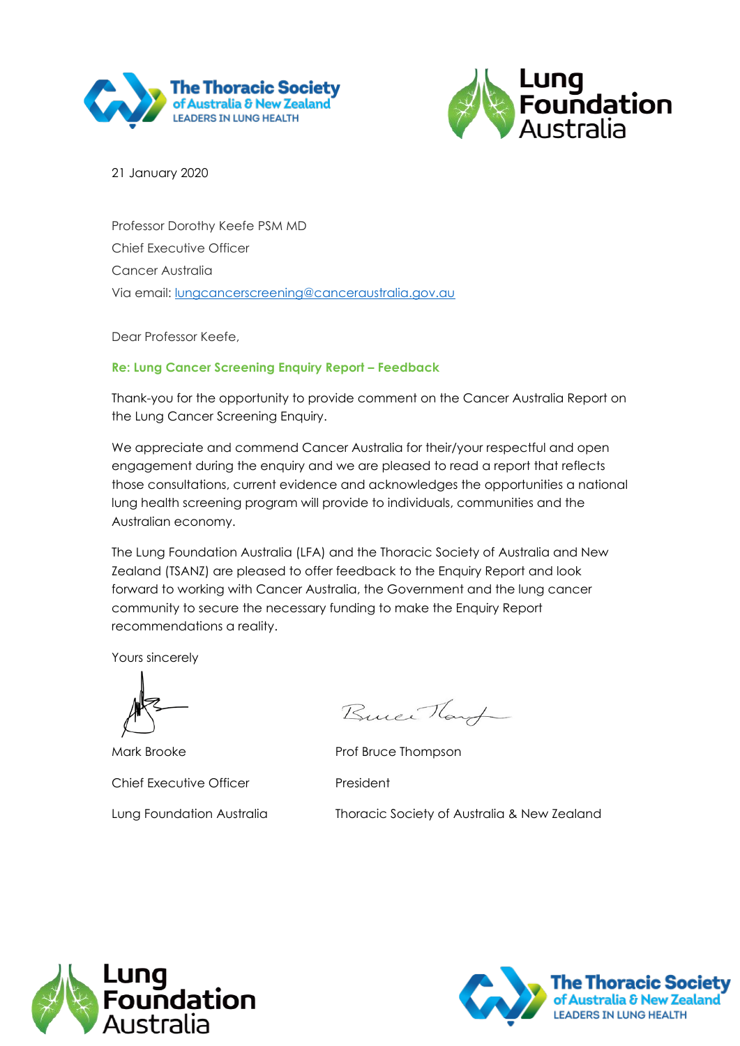21 January 2020

Professor Dorothy Keefe PSM MD

Chief Executive Officer

Cancer Australia

Via email: lungcancerscreening@canceraustralia.gov.au

Dear Professor Keefe,

**Re: Lung Cancer Screening Enquiry Report – Feedback**

Thank-you for the opportunity to provide comment on the Cancer Australia Report on the Lung Cancer Screening Enquiry.

We appreciate and commend Cancer Australia for their/your respectful and open engagement during the enquiry and we are pleased to read a report that reflects those consultations, current evidence and acknowledges the opportunities a national lung health screening program will provide to individuals, communities and the Australian economy.

The Lung Foundation Australia (LFA) and the Thoracic Society of Australia and New Zealand (TSANZ) are pleased to offer feedback to the Enquiry Report and look forward to working with Cancer Australia, the Government and the lung cancer community to secure the necessary funding to make the Enquiry Report recommendations a reality.

Yours sincerely

| | |
|---|---|
| Mark Brooke | Prof Bruce Thompson |
| Chief Executive Officer | President |
| Lung Foundation Australia | Thoracic Society of Australia & New Zealand |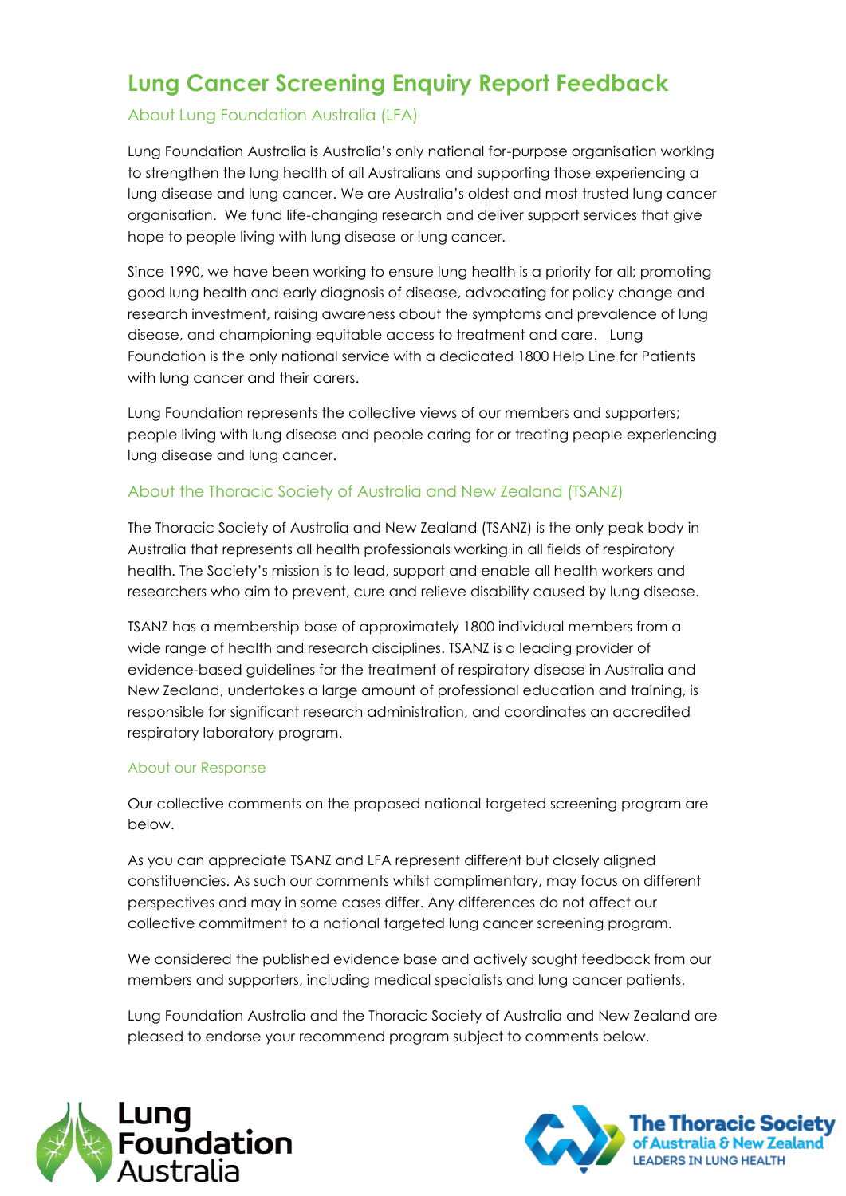# Lung Cancer Screening Enquiry Report Feedback

## About Lung Foundation Australia (LFA)

Lung Foundation Australia is Australia's only national for-purpose organisation working to strengthen the lung health of all Australians and supporting those experiencing a lung disease and lung cancer. We are Australia's oldest and most trusted lung cancer organisation. We fund life-changing research and deliver support services that give hope to people living with lung disease or lung cancer.

Since 1990, we have been working to ensure lung health is a priority for all; promoting good lung health and early diagnosis of disease, advocating for policy change and research investment, raising awareness about the symptoms and prevalence of lung disease, and championing equitable access to treatment and care. Lung Foundation is the only national service with a dedicated 1800 Help Line for Patients with lung cancer and their carers.

Lung Foundation represents the collective views of our members and supporters; people living with lung disease and people caring for or treating people experiencing lung disease and lung cancer.

## About the Thoracic Society of Australia and New Zealand (TSANZ)

The Thoracic Society of Australia and New Zealand (TSANZ) is the only peak body in Australia that represents all health professionals working in all fields of respiratory health. The Society's mission is to lead, support and enable all health workers and researchers who aim to prevent, cure and relieve disability caused by lung disease.

TSANZ has a membership base of approximately 1800 individual members from a wide range of health and research disciplines. TSANZ is a leading provider of evidence-based guidelines for the treatment of respiratory disease in Australia and New Zealand, undertakes a large amount of professional education and training, is responsible for significant research administration, and coordinates an accredited respiratory laboratory program.

## About our Response

Our collective comments on the proposed national targeted screening program are below.

As you can appreciate TSANZ and LFA represent different but closely aligned constituencies. As such our comments whilst complimentary, may focus on different perspectives and may in some cases differ. Any differences do not affect our collective commitment to a national targeted lung cancer screening program.

We considered the published evidence base and actively sought feedback from our members and supporters, including medical specialists and lung cancer patients.

Lung Foundation Australia and the Thoracic Society of Australia and New Zealand are pleased to endorse your recommend program subject to comments below.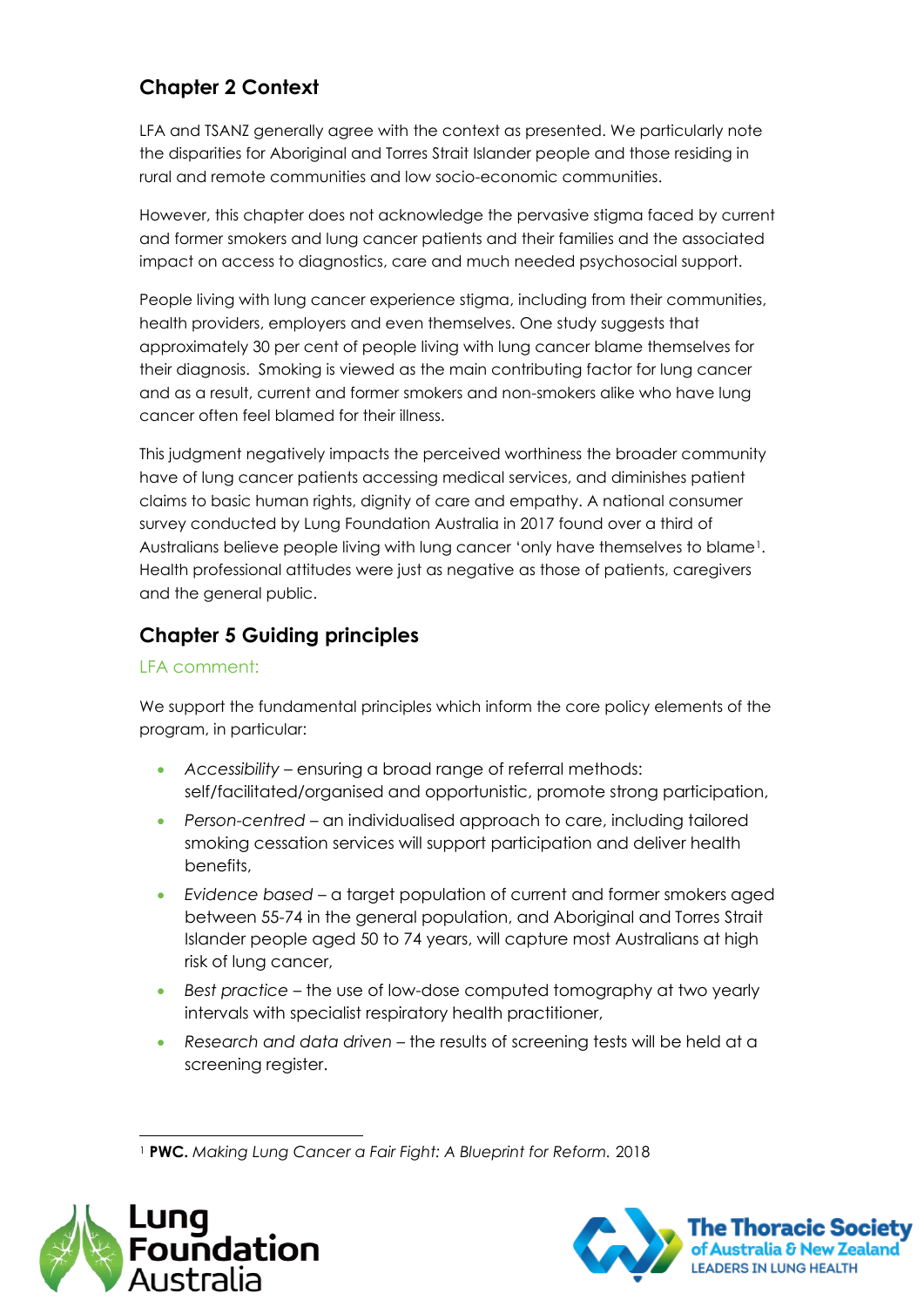## Chapter 2 Context

LFA and TSANZ generally agree with the context as presented. We particularly note the disparities for Aboriginal and Torres Strait Islander people and those residing in rural and remote communities and low socio-economic communities.

However, this chapter does not acknowledge the pervasive stigma faced by current and former smokers and lung cancer patients and their families and the associated impact on access to diagnostics, care and much needed psychosocial support.

People living with lung cancer experience stigma, including from their communities, health providers, employers and even themselves. One study suggests that approximately 30 per cent of people living with lung cancer blame themselves for their diagnosis. Smoking is viewed as the main contributing factor for lung cancer and as a result, current and former smokers and non-smokers alike who have lung cancer often feel blamed for their illness.

This judgment negatively impacts the perceived worthiness the broader community have of lung cancer patients accessing medical services, and diminishes patient claims to basic human rights, dignity of care and empathy. A national consumer survey conducted by Lung Foundation Australia in 2017 found over a third of Australians believe people living with lung cancer 'only have themselves to blame[1]. Health professional attitudes were just as negative as those of patients, caregivers and the general public.

## Chapter 5 Guiding principles

LFA comment:

We support the fundamental principles which inform the core policy elements of the program, in particular:

- *Accessibility* – ensuring a broad range of referral methods: self/facilitated/organised and opportunistic, promote strong participation,
- *Person-centred* – an individualised approach to care, including tailored smoking cessation services will support participation and deliver health benefits,
- *Evidence based* – a target population of current and former smokers aged between 55-74 in the general population, and Aboriginal and Torres Strait Islander people aged 50 to 74 years, will capture most Australians at high risk of lung cancer,
- *Best practice* – the use of low-dose computed tomography at two yearly intervals with specialist respiratory health practitioner,
- *Research and data driven* – the results of screening tests will be held at a screening register.

[1] **PWC.** *Making Lung Cancer a Fair Fight: A Blueprint for Reform.* 2018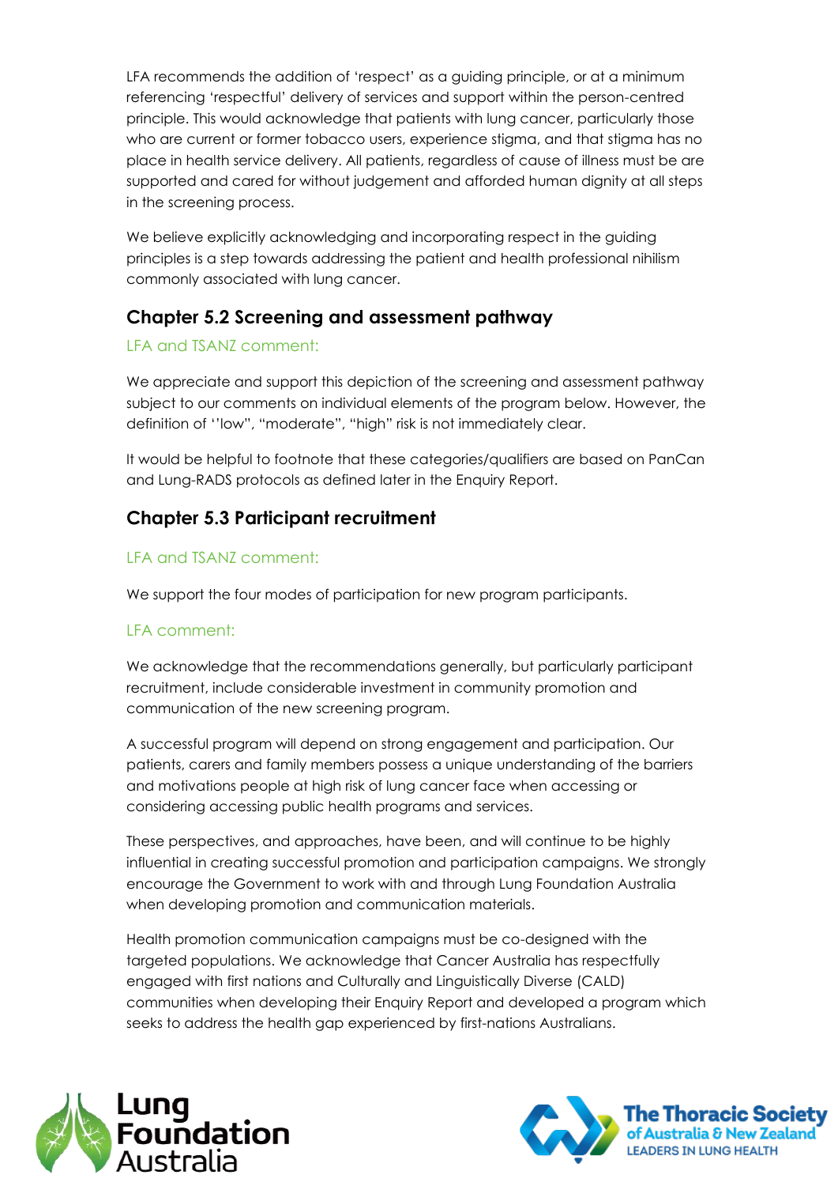LFA recommends the addition of 'respect' as a guiding principle, or at a minimum referencing 'respectful' delivery of services and support within the person-centred principle. This would acknowledge that patients with lung cancer, particularly those who are current or former tobacco users, experience stigma, and that stigma has no place in health service delivery. All patients, regardless of cause of illness must be are supported and cared for without judgement and afforded human dignity at all steps in the screening process.

We believe explicitly acknowledging and incorporating respect in the guiding principles is a step towards addressing the patient and health professional nihilism commonly associated with lung cancer.

## Chapter 5.2 Screening and assessment pathway

LFA and TSANZ comment:

We appreciate and support this depiction of the screening and assessment pathway subject to our comments on individual elements of the program below. However, the definition of ''low", "moderate", "high" risk is not immediately clear.

It would be helpful to footnote that these categories/qualifiers are based on PanCan and Lung-RADS protocols as defined later in the Enquiry Report.

## Chapter 5.3 Participant recruitment

LFA and TSANZ comment:

We support the four modes of participation for new program participants.

LFA comment:

We acknowledge that the recommendations generally, but particularly participant recruitment, include considerable investment in community promotion and communication of the new screening program.

A successful program will depend on strong engagement and participation. Our patients, carers and family members possess a unique understanding of the barriers and motivations people at high risk of lung cancer face when accessing or considering accessing public health programs and services.

These perspectives, and approaches, have been, and will continue to be highly influential in creating successful promotion and participation campaigns. We strongly encourage the Government to work with and through Lung Foundation Australia when developing promotion and communication materials.

Health promotion communication campaigns must be co-designed with the targeted populations. We acknowledge that Cancer Australia has respectfully engaged with first nations and Culturally and Linguistically Diverse (CALD) communities when developing their Enquiry Report and developed a program which seeks to address the health gap experienced by first-nations Australians.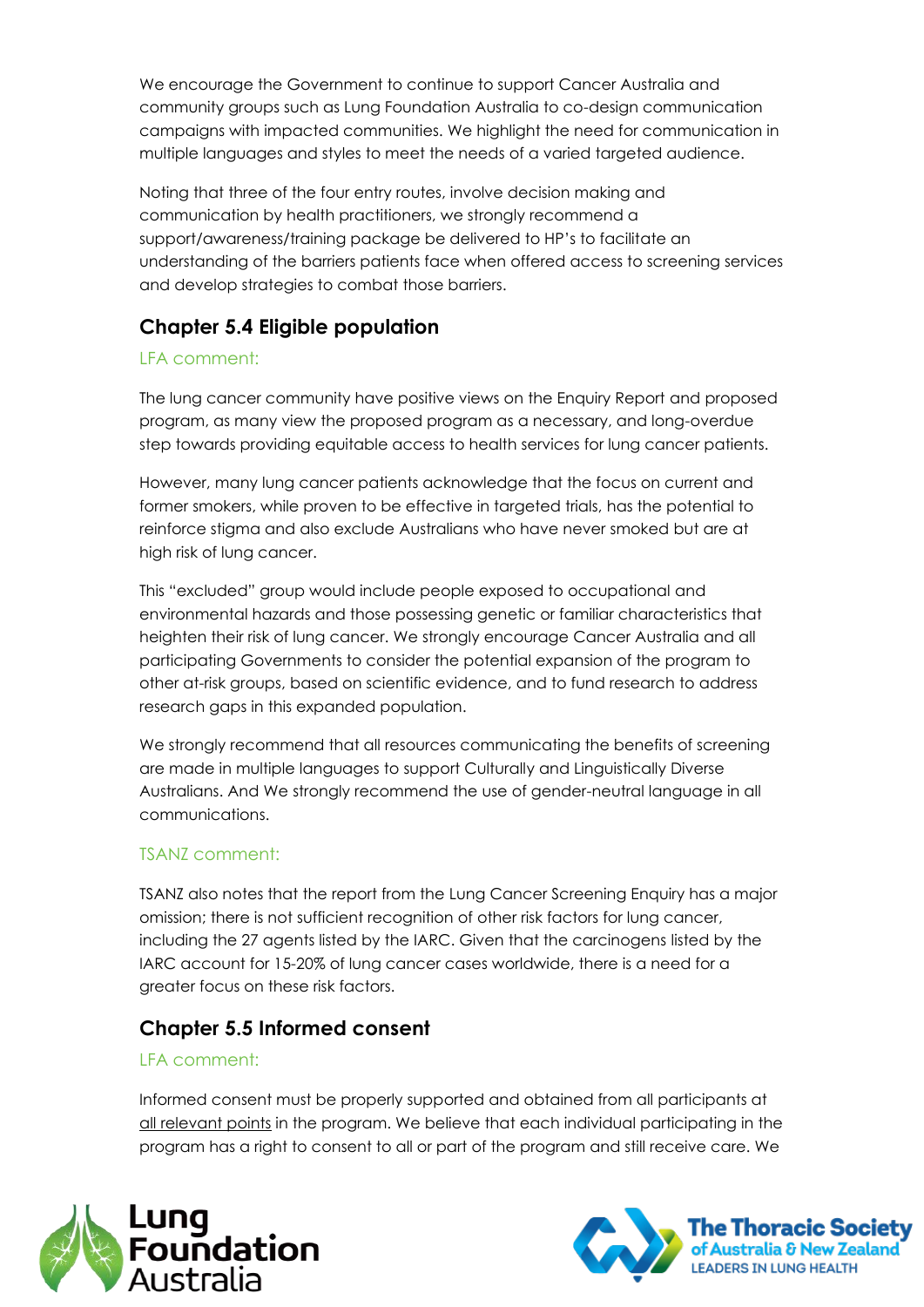We encourage the Government to continue to support Cancer Australia and community groups such as Lung Foundation Australia to co-design communication campaigns with impacted communities. We highlight the need for communication in multiple languages and styles to meet the needs of a varied targeted audience.

Noting that three of the four entry routes, involve decision making and communication by health practitioners, we strongly recommend a support/awareness/training package be delivered to HP's to facilitate an understanding of the barriers patients face when offered access to screening services and develop strategies to combat those barriers.

## Chapter 5.4 Eligible population

LFA comment:

The lung cancer community have positive views on the Enquiry Report and proposed program, as many view the proposed program as a necessary, and long-overdue step towards providing equitable access to health services for lung cancer patients.

However, many lung cancer patients acknowledge that the focus on current and former smokers, while proven to be effective in targeted trials, has the potential to reinforce stigma and also exclude Australians who have never smoked but are at high risk of lung cancer.

This "excluded" group would include people exposed to occupational and environmental hazards and those possessing genetic or familiar characteristics that heighten their risk of lung cancer. We strongly encourage Cancer Australia and all participating Governments to consider the potential expansion of the program to other at-risk groups, based on scientific evidence, and to fund research to address research gaps in this expanded population.

We strongly recommend that all resources communicating the benefits of screening are made in multiple languages to support Culturally and Linguistically Diverse Australians. And We strongly recommend the use of gender-neutral language in all communications.

TSANZ comment:

TSANZ also notes that the report from the Lung Cancer Screening Enquiry has a major omission; there is not sufficient recognition of other risk factors for lung cancer, including the 27 agents listed by the IARC. Given that the carcinogens listed by the IARC account for 15-20% of lung cancer cases worldwide, there is a need for a greater focus on these risk factors.

## Chapter 5.5 Informed consent

LFA comment:

Informed consent must be properly supported and obtained from all participants at all relevant points in the program. We believe that each individual participating in the program has a right to consent to all or part of the program and still receive care. We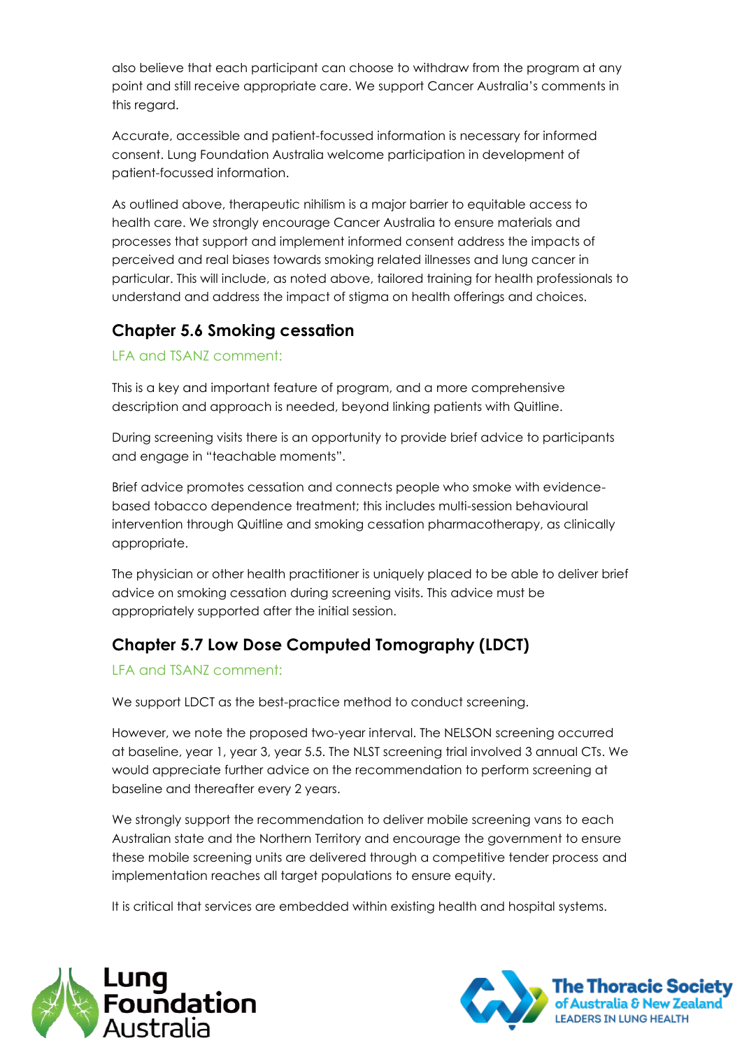also believe that each participant can choose to withdraw from the program at any point and still receive appropriate care. We support Cancer Australia's comments in this regard.

Accurate, accessible and patient-focussed information is necessary for informed consent. Lung Foundation Australia welcome participation in development of patient-focussed information.

As outlined above, therapeutic nihilism is a major barrier to equitable access to health care. We strongly encourage Cancer Australia to ensure materials and processes that support and implement informed consent address the impacts of perceived and real biases towards smoking related illnesses and lung cancer in particular. This will include, as noted above, tailored training for health professionals to understand and address the impact of stigma on health offerings and choices.

## Chapter 5.6 Smoking cessation

LFA and TSANZ comment:

This is a key and important feature of program, and a more comprehensive description and approach is needed, beyond linking patients with Quitline.

During screening visits there is an opportunity to provide brief advice to participants and engage in "teachable moments".

Brief advice promotes cessation and connects people who smoke with evidence-based tobacco dependence treatment; this includes multi-session behavioural intervention through Quitline and smoking cessation pharmacotherapy, as clinically appropriate.

The physician or other health practitioner is uniquely placed to be able to deliver brief advice on smoking cessation during screening visits. This advice must be appropriately supported after the initial session.

## Chapter 5.7 Low Dose Computed Tomography (LDCT)

LFA and TSANZ comment:

We support LDCT as the best-practice method to conduct screening.

However, we note the proposed two-year interval. The NELSON screening occurred at baseline, year 1, year 3, year 5.5. The NLST screening trial involved 3 annual CTs. We would appreciate further advice on the recommendation to perform screening at baseline and thereafter every 2 years.

We strongly support the recommendation to deliver mobile screening vans to each Australian state and the Northern Territory and encourage the government to ensure these mobile screening units are delivered through a competitive tender process and implementation reaches all target populations to ensure equity.

It is critical that services are embedded within existing health and hospital systems.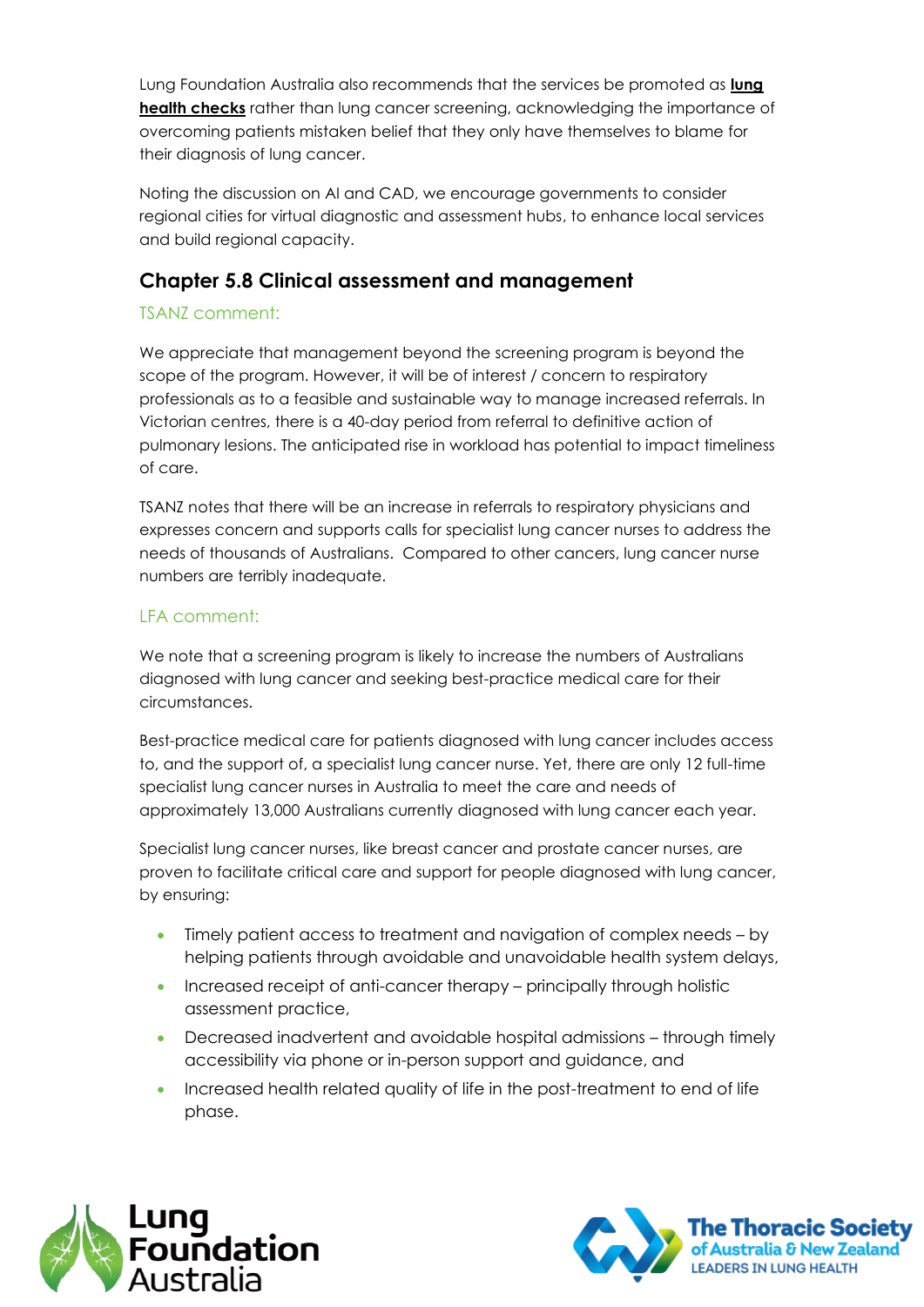Lung Foundation Australia also recommends that the services be promoted as **lung health checks** rather than lung cancer screening, acknowledging the importance of overcoming patients mistaken belief that they only have themselves to blame for their diagnosis of lung cancer.

Noting the discussion on AI and CAD, we encourage governments to consider regional cities for virtual diagnostic and assessment hubs, to enhance local services and build regional capacity.

## Chapter 5.8 Clinical assessment and management

### TSANZ comment:

We appreciate that management beyond the screening program is beyond the scope of the program. However, it will be of interest / concern to respiratory professionals as to a feasible and sustainable way to manage increased referrals. In Victorian centres, there is a 40-day period from referral to definitive action of pulmonary lesions. The anticipated rise in workload has potential to impact timeliness of care.

TSANZ notes that there will be an increase in referrals to respiratory physicians and expresses concern and supports calls for specialist lung cancer nurses to address the needs of thousands of Australians. Compared to other cancers, lung cancer nurse numbers are terribly inadequate.

### LFA comment:

We note that a screening program is likely to increase the numbers of Australians diagnosed with lung cancer and seeking best-practice medical care for their circumstances.

Best-practice medical care for patients diagnosed with lung cancer includes access to, and the support of, a specialist lung cancer nurse. Yet, there are only 12 full-time specialist lung cancer nurses in Australia to meet the care and needs of approximately 13,000 Australians currently diagnosed with lung cancer each year.

Specialist lung cancer nurses, like breast cancer and prostate cancer nurses, are proven to facilitate critical care and support for people diagnosed with lung cancer, by ensuring:

- Timely patient access to treatment and navigation of complex needs – by helping patients through avoidable and unavoidable health system delays,
- Increased receipt of anti-cancer therapy – principally through holistic assessment practice,
- Decreased inadvertent and avoidable hospital admissions – through timely accessibility via phone or in-person support and guidance, and
- Increased health related quality of life in the post-treatment to end of life phase.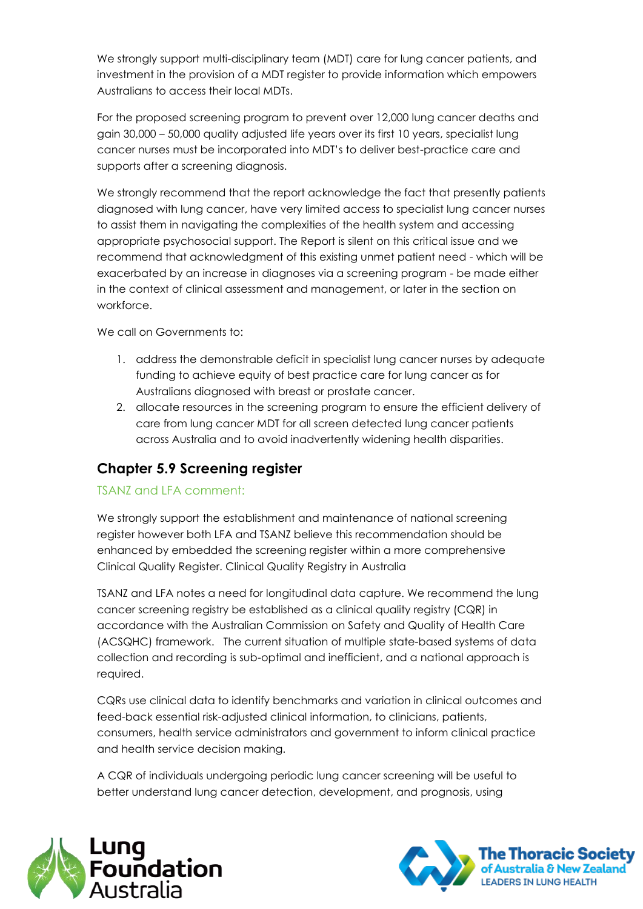We strongly support multi-disciplinary team (MDT) care for lung cancer patients, and investment in the provision of a MDT register to provide information which empowers Australians to access their local MDTs.

For the proposed screening program to prevent over 12,000 lung cancer deaths and gain 30,000 – 50,000 quality adjusted life years over its first 10 years, specialist lung cancer nurses must be incorporated into MDT's to deliver best-practice care and supports after a screening diagnosis.

We strongly recommend that the report acknowledge the fact that presently patients diagnosed with lung cancer, have very limited access to specialist lung cancer nurses to assist them in navigating the complexities of the health system and accessing appropriate psychosocial support. The Report is silent on this critical issue and we recommend that acknowledgment of this existing unmet patient need - which will be exacerbated by an increase in diagnoses via a screening program - be made either in the context of clinical assessment and management, or later in the section on workforce.

We call on Governments to:

1. address the demonstrable deficit in specialist lung cancer nurses by adequate funding to achieve equity of best practice care for lung cancer as for Australians diagnosed with breast or prostate cancer.
2. allocate resources in the screening program to ensure the efficient delivery of care from lung cancer MDT for all screen detected lung cancer patients across Australia and to avoid inadvertently widening health disparities.

## Chapter 5.9 Screening register

TSANZ and LFA comment:

We strongly support the establishment and maintenance of national screening register however both LFA and TSANZ believe this recommendation should be enhanced by embedded the screening register within a more comprehensive Clinical Quality Register. Clinical Quality Registry in Australia

TSANZ and LFA notes a need for longitudinal data capture. We recommend the lung cancer screening registry be established as a clinical quality registry (CQR) in accordance with the Australian Commission on Safety and Quality of Health Care (ACSQHC) framework. The current situation of multiple state-based systems of data collection and recording is sub-optimal and inefficient, and a national approach is required.

CQRs use clinical data to identify benchmarks and variation in clinical outcomes and feed-back essential risk-adjusted clinical information, to clinicians, patients, consumers, health service administrators and government to inform clinical practice and health service decision making.

A CQR of individuals undergoing periodic lung cancer screening will be useful to better understand lung cancer detection, development, and prognosis, using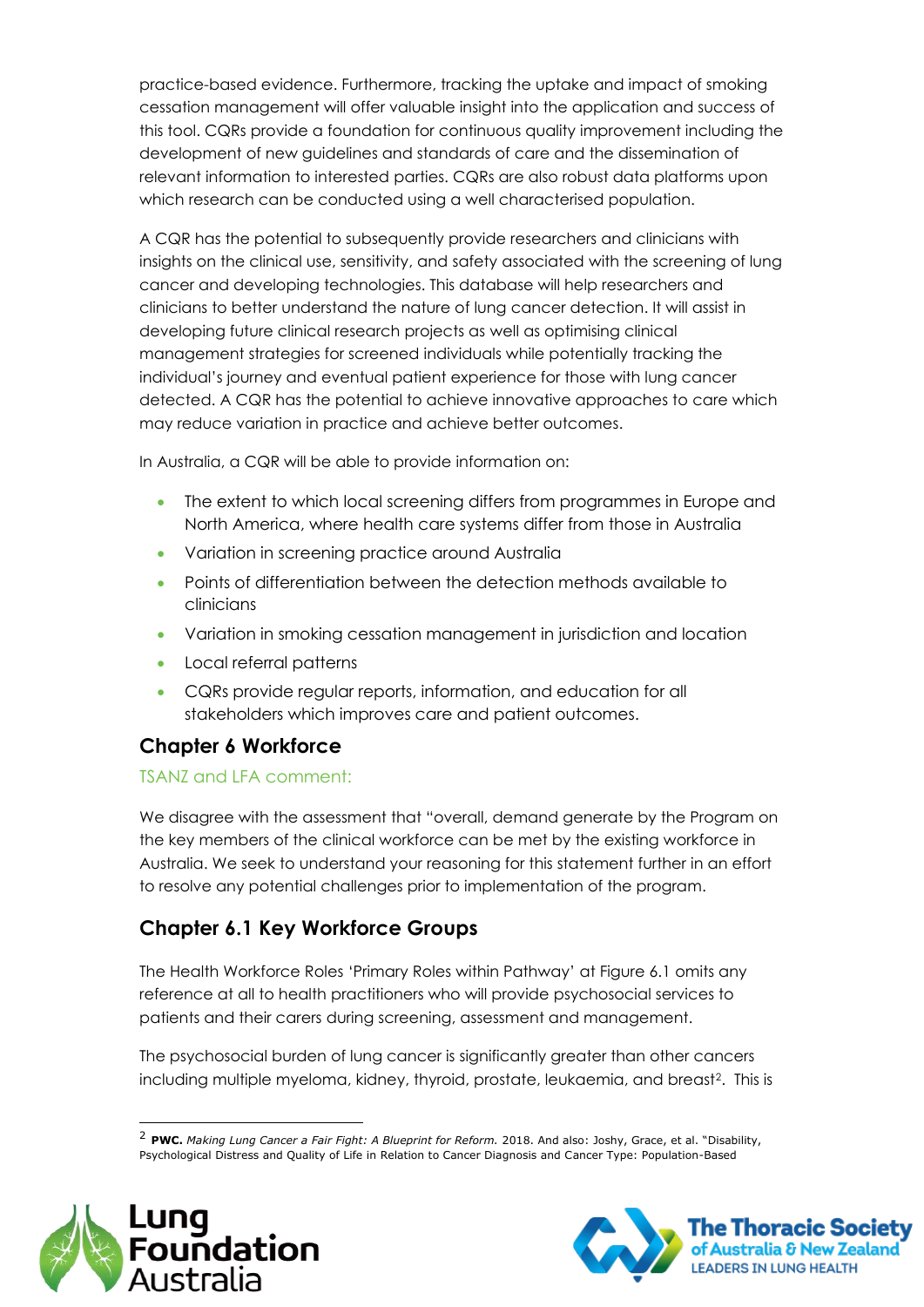practice-based evidence. Furthermore, tracking the uptake and impact of smoking cessation management will offer valuable insight into the application and success of this tool. CQRs provide a foundation for continuous quality improvement including the development of new guidelines and standards of care and the dissemination of relevant information to interested parties. CQRs are also robust data platforms upon which research can be conducted using a well characterised population.

A CQR has the potential to subsequently provide researchers and clinicians with insights on the clinical use, sensitivity, and safety associated with the screening of lung cancer and developing technologies. This database will help researchers and clinicians to better understand the nature of lung cancer detection. It will assist in developing future clinical research projects as well as optimising clinical management strategies for screened individuals while potentially tracking the individual's journey and eventual patient experience for those with lung cancer detected. A CQR has the potential to achieve innovative approaches to care which may reduce variation in practice and achieve better outcomes.

In Australia, a CQR will be able to provide information on:

- The extent to which local screening differs from programmes in Europe and North America, where health care systems differ from those in Australia
- Variation in screening practice around Australia
- Points of differentiation between the detection methods available to clinicians
- Variation in smoking cessation management in jurisdiction and location
- Local referral patterns
- CQRs provide regular reports, information, and education for all stakeholders which improves care and patient outcomes.

## Chapter 6 Workforce

TSANZ and LFA comment:

We disagree with the assessment that "overall, demand generate by the Program on the key members of the clinical workforce can be met by the existing workforce in Australia. We seek to understand your reasoning for this statement further in an effort to resolve any potential challenges prior to implementation of the program.

## Chapter 6.1 Key Workforce Groups

The Health Workforce Roles 'Primary Roles within Pathway' at Figure 6.1 omits any reference at all to health practitioners who will provide psychosocial services to patients and their carers during screening, assessment and management.

The psychosocial burden of lung cancer is significantly greater than other cancers including multiple myeloma, kidney, thyroid, prostate, leukaemia, and breast[2]. This is

[2] **PWC.** *Making Lung Cancer a Fair Fight: A Blueprint for Reform.* 2018. And also: Joshy, Grace, et al. "Disability, Psychological Distress and Quality of Life in Relation to Cancer Diagnosis and Cancer Type: Population-Based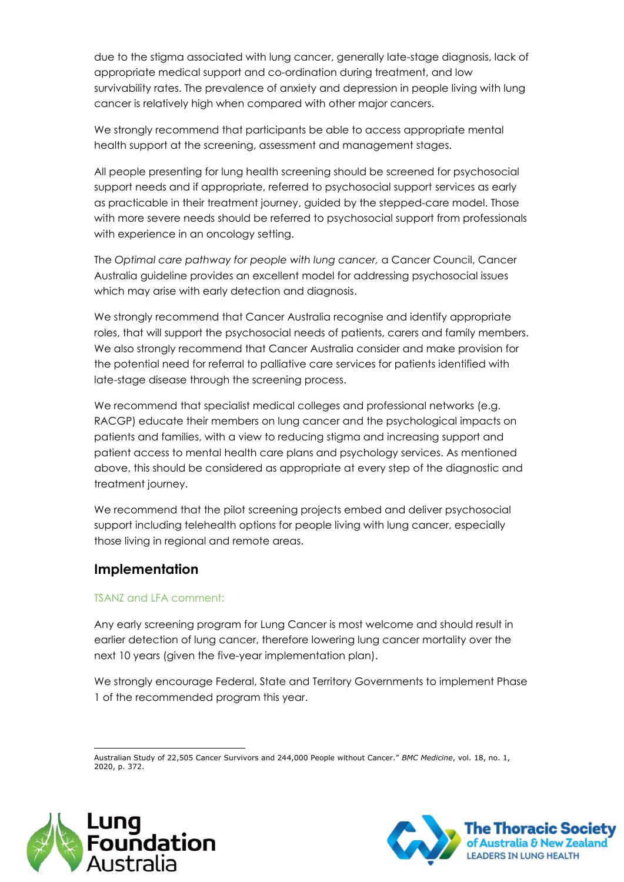due to the stigma associated with lung cancer, generally late-stage diagnosis, lack of appropriate medical support and co-ordination during treatment, and low survivability rates. The prevalence of anxiety and depression in people living with lung cancer is relatively high when compared with other major cancers.

We strongly recommend that participants be able to access appropriate mental health support at the screening, assessment and management stages.

All people presenting for lung health screening should be screened for psychosocial support needs and if appropriate, referred to psychosocial support services as early as practicable in their treatment journey, guided by the stepped-care model. Those with more severe needs should be referred to psychosocial support from professionals with experience in an oncology setting.

The *Optimal care pathway for people with lung cancer,* a Cancer Council, Cancer Australia guideline provides an excellent model for addressing psychosocial issues which may arise with early detection and diagnosis.

We strongly recommend that Cancer Australia recognise and identify appropriate roles, that will support the psychosocial needs of patients, carers and family members. We also strongly recommend that Cancer Australia consider and make provision for the potential need for referral to palliative care services for patients identified with late-stage disease through the screening process.

We recommend that specialist medical colleges and professional networks (e.g. RACGP) educate their members on lung cancer and the psychological impacts on patients and families, with a view to reducing stigma and increasing support and patient access to mental health care plans and psychology services. As mentioned above, this should be considered as appropriate at every step of the diagnostic and treatment journey.

We recommend that the pilot screening projects embed and deliver psychosocial support including telehealth options for people living with lung cancer, especially those living in regional and remote areas.

## Implementation

TSANZ and LFA comment:

Any early screening program for Lung Cancer is most welcome and should result in earlier detection of lung cancer, therefore lowering lung cancer mortality over the next 10 years (given the five-year implementation plan).

We strongly encourage Federal, State and Territory Governments to implement Phase 1 of the recommended program this year.

---

Australian Study of 22,505 Cancer Survivors and 244,000 People without Cancer." *BMC Medicine*, vol. 18, no. 1, 2020, p. 372.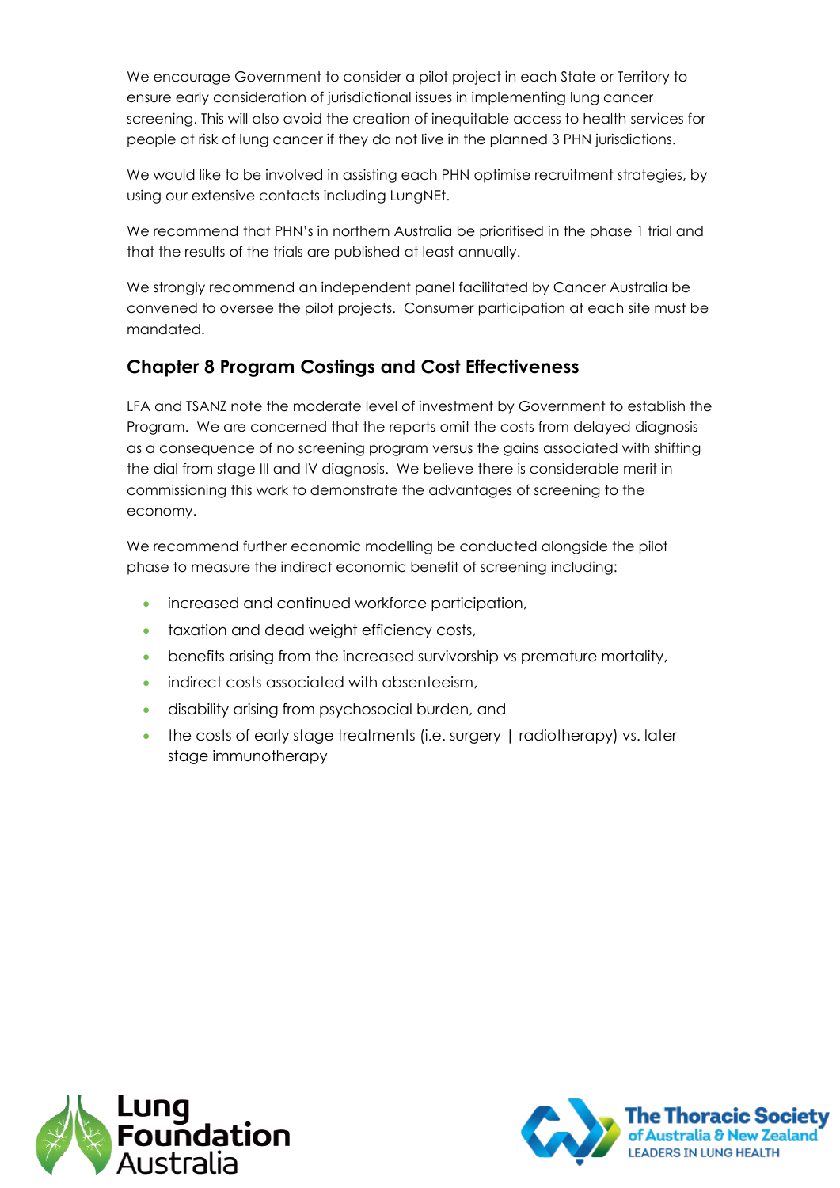We encourage Government to consider a pilot project in each State or Territory to ensure early consideration of jurisdictional issues in implementing lung cancer screening. This will also avoid the creation of inequitable access to health services for people at risk of lung cancer if they do not live in the planned 3 PHN jurisdictions.

We would like to be involved in assisting each PHN optimise recruitment strategies, by using our extensive contacts including LungNEt.

We recommend that PHN's in northern Australia be prioritised in the phase 1 trial and that the results of the trials are published at least annually.

We strongly recommend an independent panel facilitated by Cancer Australia be convened to oversee the pilot projects. Consumer participation at each site must be mandated.

## Chapter 8 Program Costings and Cost Effectiveness

LFA and TSANZ note the moderate level of investment by Government to establish the Program. We are concerned that the reports omit the costs from delayed diagnosis as a consequence of no screening program versus the gains associated with shifting the dial from stage III and IV diagnosis. We believe there is considerable merit in commissioning this work to demonstrate the advantages of screening to the economy.

We recommend further economic modelling be conducted alongside the pilot phase to measure the indirect economic benefit of screening including:

- increased and continued workforce participation,
- taxation and dead weight efficiency costs,
- benefits arising from the increased survivorship vs premature mortality,
- indirect costs associated with absenteeism,
- disability arising from psychosocial burden, and
- the costs of early stage treatments (i.e. surgery | radiotherapy) vs. later stage immunotherapy